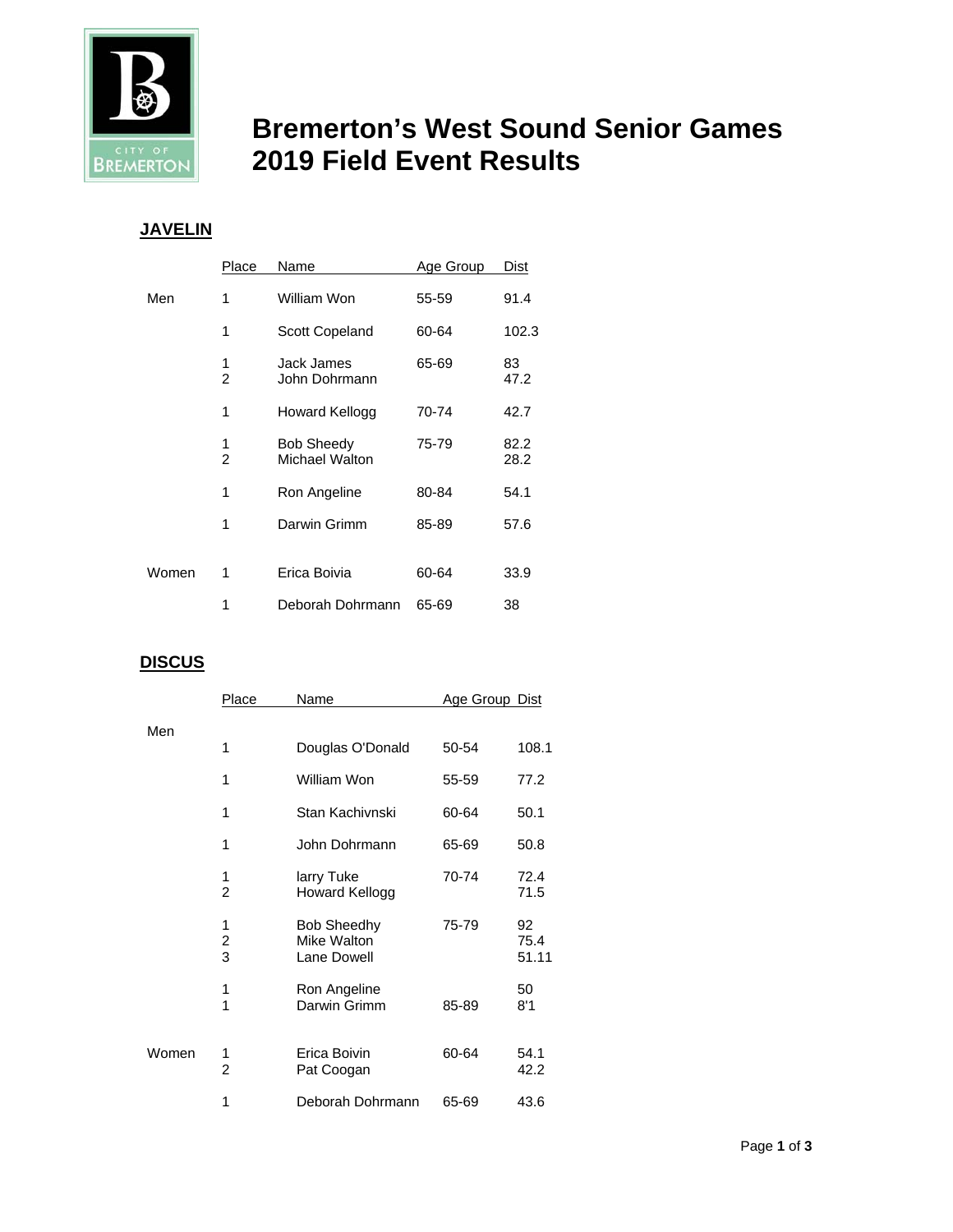# Bremerton's West Sound Senior Games 2019 Field Event Results

## JAVELIN

| | Place | Name | Age Group | Dist |
|---|---|---|---|---|
| Men | 1 | William Won | 55-59 | 91.4 |
| | 1 | Scott Copeland | 60-64 | 102.3 |
| | 1 | Jack James | 65-69 | 83 |
| | 2 | John Dohrmann | | 47.2 |
| | 1 | Howard Kellogg | 70-74 | 42.7 |
| | 1 | Bob Sheedy | 75-79 | 82.2 |
| | 2 | Michael Walton | | 28.2 |
| | 1 | Ron Angeline | 80-84 | 54.1 |
| | 1 | Darwin Grimm | 85-89 | 57.6 |
| Women | 1 | Erica Boivia | 60-64 | 33.9 |
| | 1 | Deborah Dohrmann | 65-69 | 38 |

## DISCUS

| | Place | Name | Age Group | Dist |
|---|---|---|---|---|
| Men | 1 | Douglas O'Donald | 50-54 | 108.1 |
| | 1 | William Won | 55-59 | 77.2 |
| | 1 | Stan Kachivnski | 60-64 | 50.1 |
| | 1 | John Dohrmann | 65-69 | 50.8 |
| | 1 | larry Tuke | 70-74 | 72.4 |
| | 2 | Howard Kellogg | | 71.5 |
| | 1 | Bob Sheedhy | 75-79 | 92 |
| | 2 | Mike Walton | | 75.4 |
| | 3 | Lane Dowell | | 51.11 |
| | 1 | Ron Angeline | | 50 |
| | 1 | Darwin Grimm | 85-89 | 8'1 |
| Women | 1 | Erica Boivin | 60-64 | 54.1 |
| | 2 | Pat Coogan | | 42.2 |
| | 1 | Deborah Dohrmann | 65-69 | 43.6 |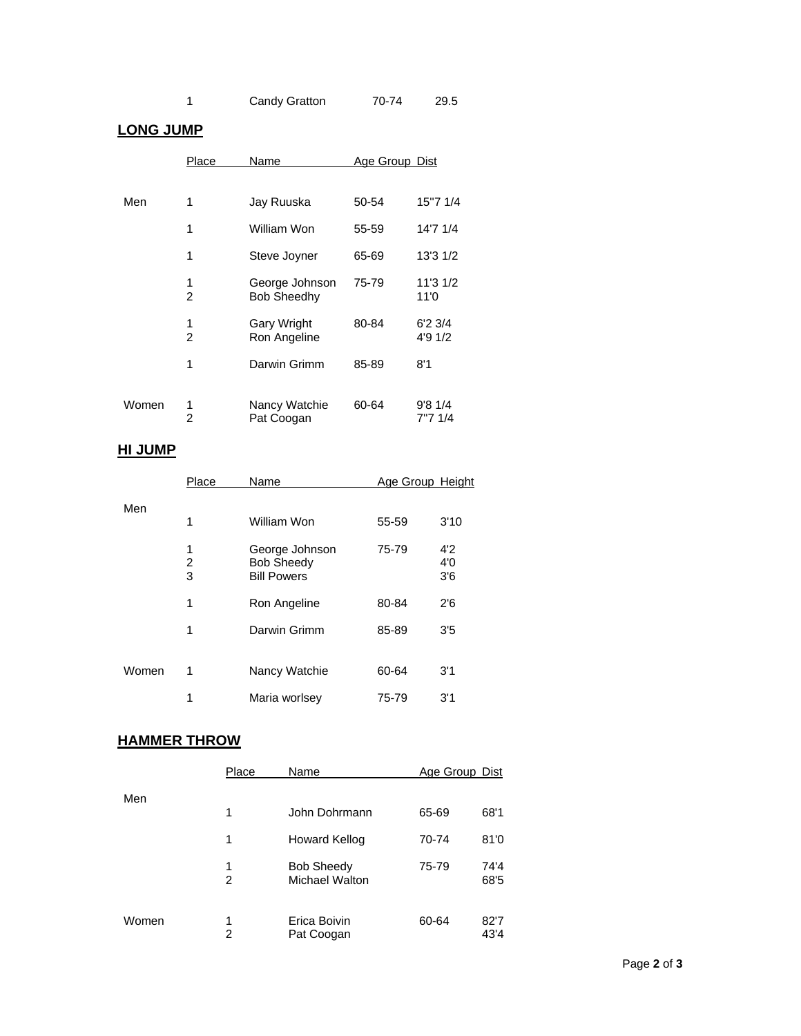| | Place | Name | Age Group | Dist |
|---|---|---|---|---|
| | 1 | Candy Gratton | 70-74 | 29.5 |

## LONG JUMP

| | Place | Name | Age Group | Dist |
|---|---|---|---|---|
| Men | 1 | Jay Ruuska | 50-54 | 15"7 1/4 |
| | 1 | William Won | 55-59 | 14'7 1/4 |
| | 1 | Steve Joyner | 65-69 | 13'3 1/2 |
| | 1 | George Johnson | 75-79 | 11'3 1/2 |
| | 2 | Bob Sheedhy | | 11'0 |
| | 1 | Gary Wright | 80-84 | 6'2 3/4 |
| | 2 | Ron Angeline | | 4'9 1/2 |
| | 1 | Darwin Grimm | 85-89 | 8'1 |
| Women | 1 | Nancy Watchie | 60-64 | 9'8 1/4 |
| | 2 | Pat Coogan | | 7"7 1/4 |

## HI JUMP

| | Place | Name | Age Group | Height |
|---|---|---|---|---|
| Men | 1 | William Won | 55-59 | 3'10 |
| | 1 | George Johnson | 75-79 | 4'2 |
| | 2 | Bob Sheedy | | 4'0 |
| | 3 | Bill Powers | | 3'6 |
| | 1 | Ron Angeline | 80-84 | 2'6 |
| | 1 | Darwin Grimm | 85-89 | 3'5 |
| Women | 1 | Nancy Watchie | 60-64 | 3'1 |
| | 1 | Maria worlsey | 75-79 | 3'1 |

## HAMMER THROW

| | Place | Name | Age Group | Dist |
|---|---|---|---|---|
| Men | 1 | John Dohrmann | 65-69 | 68'1 |
| | 1 | Howard Kellog | 70-74 | 81'0 |
| | 1 | Bob Sheedy | 75-79 | 74'4 |
| | 2 | Michael Walton | | 68'5 |
| Women | 1 | Erica Boivin | 60-64 | 82'7 |
| | 2 | Pat Coogan | | 43'4 |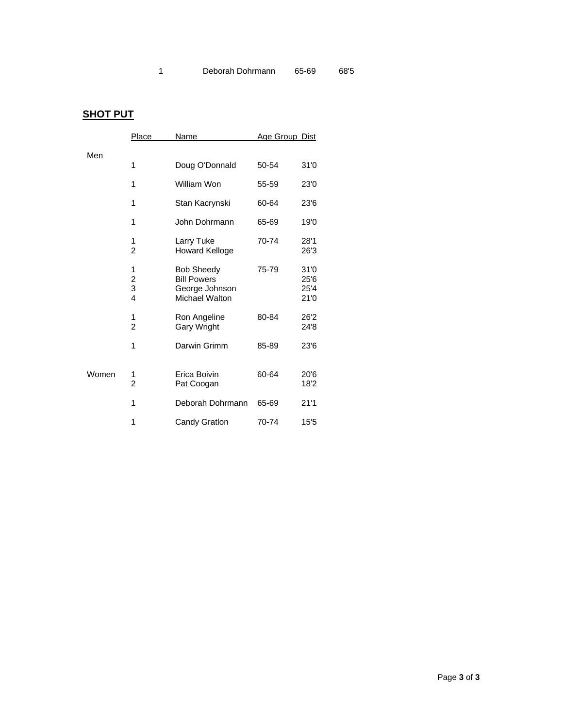| | | | |
|---|---|---|---|
| 1 | Deborah Dohrmann | 65-69 | 68'5 |

## SHOT PUT

| | Place | Name | Age Group | Dist |
|---|---|---|---|---|
| Men | | | | |
| | 1 | Doug O'Donnald | 50-54 | 31'0 |
| | 1 | William Won | 55-59 | 23'0 |
| | 1 | Stan Kacrynski | 60-64 | 23'6 |
| | 1 | John Dohrmann | 65-69 | 19'0 |
| | 1 | Larry Tuke | 70-74 | 28'1 |
| | 2 | Howard Kelloge | | 26'3 |
| | 1 | Bob Sheedy | 75-79 | 31'0 |
| | 2 | Bill Powers | | 25'6 |
| | 3 | George Johnson | | 25'4 |
| | 4 | Michael Walton | | 21'0 |
| | 1 | Ron Angeline | 80-84 | 26'2 |
| | 2 | Gary Wright | | 24'8 |
| | 1 | Darwin Grimm | 85-89 | 23'6 |
| Women | 1 | Erica Boivin | 60-64 | 20'6 |
| | 2 | Pat Coogan | | 18'2 |
| | 1 | Deborah Dohrmann | 65-69 | 21'1 |
| | 1 | Candy Gratlon | 70-74 | 15'5 |